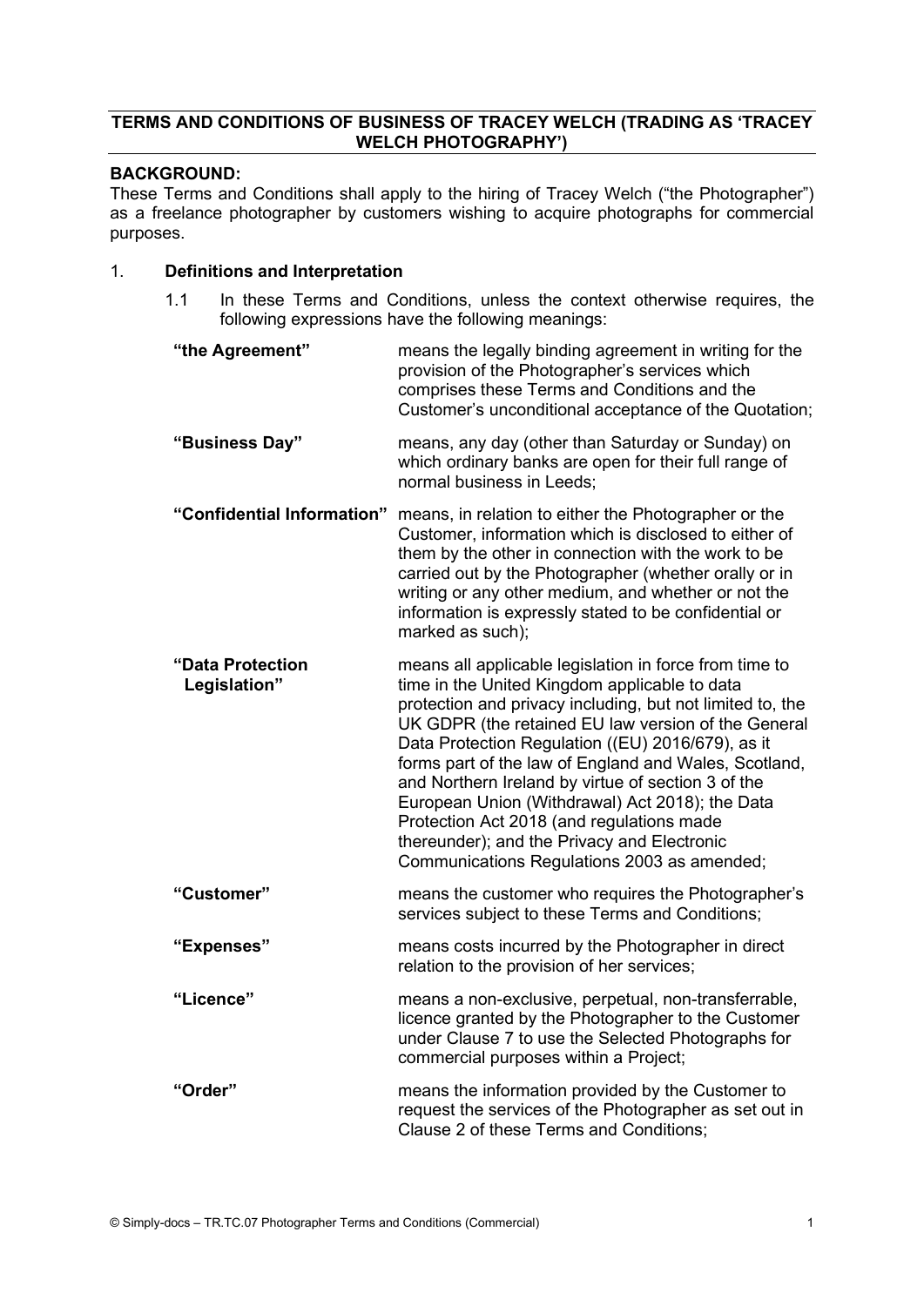# TERMS AND CONDITIONS OF BUSINESS OF TRACEY WELCH (TRADING AS 'TRACEY WELCH PHOTOGRAPHY')

**BACKGROUND:**

These Terms and Conditions shall apply to the hiring of Tracey Welch ("the Photographer") as a freelance photographer by customers wishing to acquire photographs for commercial purposes.

1. **Definitions and Interpretation**

   1.1 In these Terms and Conditions, unless the context otherwise requires, the following expressions have the following meanings:

| | |
|---|---|
| **"the Agreement"** | means the legally binding agreement in writing for the provision of the Photographer's services which comprises these Terms and Conditions and the Customer's unconditional acceptance of the Quotation; |
| **"Business Day"** | means, any day (other than Saturday or Sunday) on which ordinary banks are open for their full range of normal business in Leeds; |
| **"Confidential Information"** | means, in relation to either the Photographer or the Customer, information which is disclosed to either of them by the other in connection with the work to be carried out by the Photographer (whether orally or in writing or any other medium, and whether or not the information is expressly stated to be confidential or marked as such); |
| **"Data Protection Legislation"** | means all applicable legislation in force from time to time in the United Kingdom applicable to data protection and privacy including, but not limited to, the UK GDPR (the retained EU law version of the General Data Protection Regulation ((EU) 2016/679), as it forms part of the law of England and Wales, Scotland, and Northern Ireland by virtue of section 3 of the European Union (Withdrawal) Act 2018); the Data Protection Act 2018 (and regulations made thereunder); and the Privacy and Electronic Communications Regulations 2003 as amended; |
| **"Customer"** | means the customer who requires the Photographer's services subject to these Terms and Conditions; |
| **"Expenses"** | means costs incurred by the Photographer in direct relation to the provision of her services; |
| **"Licence"** | means a non-exclusive, perpetual, non-transferrable, licence granted by the Photographer to the Customer under Clause 7 to use the Selected Photographs for commercial purposes within a Project; |
| **"Order"** | means the information provided by the Customer to request the services of the Photographer as set out in Clause 2 of these Terms and Conditions; |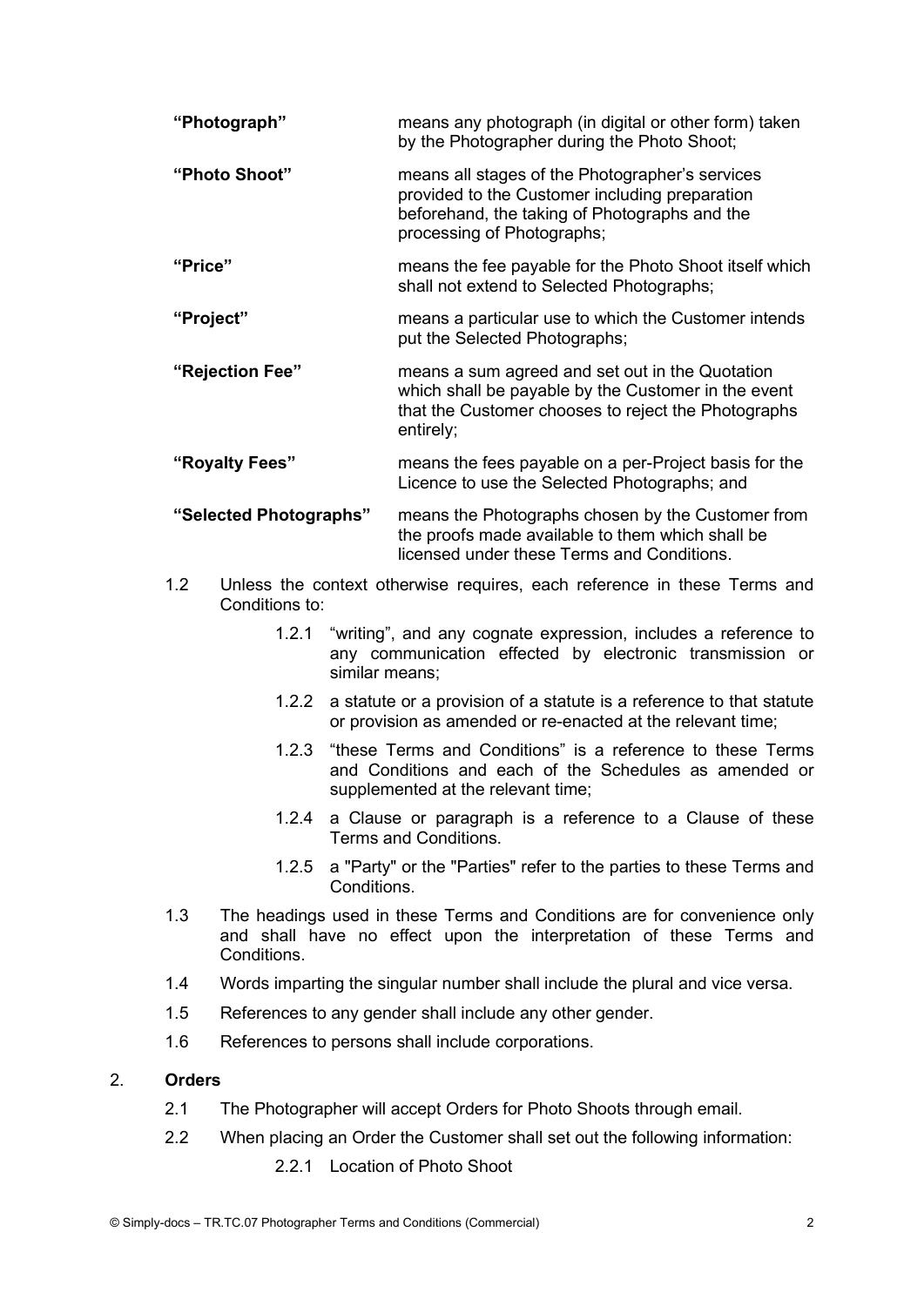| | |
|---|---|
| **"Photograph"** | means any photograph (in digital or other form) taken by the Photographer during the Photo Shoot; |
| **"Photo Shoot"** | means all stages of the Photographer's services provided to the Customer including preparation beforehand, the taking of Photographs and the processing of Photographs; |
| **"Price"** | means the fee payable for the Photo Shoot itself which shall not extend to Selected Photographs; |
| **"Project"** | means a particular use to which the Customer intends put the Selected Photographs; |
| **"Rejection Fee"** | means a sum agreed and set out in the Quotation which shall be payable by the Customer in the event that the Customer chooses to reject the Photographs entirely; |
| **"Royalty Fees"** | means the fees payable on a per-Project basis for the Licence to use the Selected Photographs; and |
| **"Selected Photographs"** | means the Photographs chosen by the Customer from the proofs made available to them which shall be licensed under these Terms and Conditions. |

1.2 Unless the context otherwise requires, each reference in these Terms and Conditions to:

1.2.1 "writing", and any cognate expression, includes a reference to any communication effected by electronic transmission or similar means;

1.2.2 a statute or a provision of a statute is a reference to that statute or provision as amended or re-enacted at the relevant time;

1.2.3 "these Terms and Conditions" is a reference to these Terms and Conditions and each of the Schedules as amended or supplemented at the relevant time;

1.2.4 a Clause or paragraph is a reference to a Clause of these Terms and Conditions.

1.2.5 a "Party" or the "Parties" refer to the parties to these Terms and Conditions.

1.3 The headings used in these Terms and Conditions are for convenience only and shall have no effect upon the interpretation of these Terms and Conditions.

1.4 Words imparting the singular number shall include the plural and vice versa.

1.5 References to any gender shall include any other gender.

1.6 References to persons shall include corporations.

## 2. Orders

2.1 The Photographer will accept Orders for Photo Shoots through email.

2.2 When placing an Order the Customer shall set out the following information:

2.2.1 Location of Photo Shoot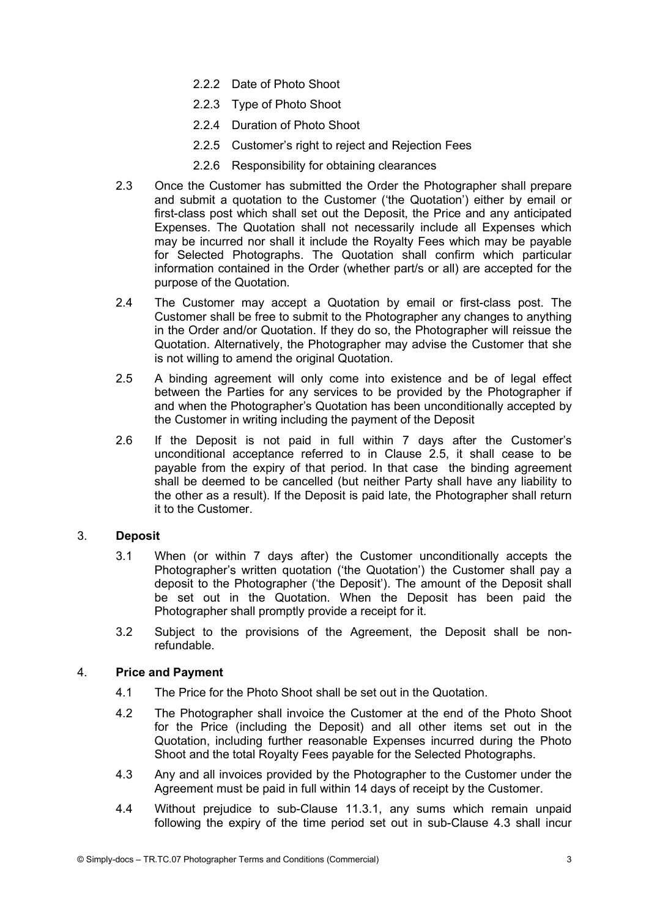2.2.2 Date of Photo Shoot

2.2.3 Type of Photo Shoot

2.2.4 Duration of Photo Shoot

2.2.5 Customer's right to reject and Rejection Fees

2.2.6 Responsibility for obtaining clearances

2.3 Once the Customer has submitted the Order the Photographer shall prepare and submit a quotation to the Customer ('the Quotation') either by email or first-class post which shall set out the Deposit, the Price and any anticipated Expenses. The Quotation shall not necessarily include all Expenses which may be incurred nor shall it include the Royalty Fees which may be payable for Selected Photographs. The Quotation shall confirm which particular information contained in the Order (whether part/s or all) are accepted for the purpose of the Quotation.

2.4 The Customer may accept a Quotation by email or first-class post. The Customer shall be free to submit to the Photographer any changes to anything in the Order and/or Quotation. If they do so, the Photographer will reissue the Quotation. Alternatively, the Photographer may advise the Customer that she is not willing to amend the original Quotation.

2.5 A binding agreement will only come into existence and be of legal effect between the Parties for any services to be provided by the Photographer if and when the Photographer's Quotation has been unconditionally accepted by the Customer in writing including the payment of the Deposit

2.6 If the Deposit is not paid in full within 7 days after the Customer's unconditional acceptance referred to in Clause 2.5, it shall cease to be payable from the expiry of that period. In that case the binding agreement shall be deemed to be cancelled (but neither Party shall have any liability to the other as a result). If the Deposit is paid late, the Photographer shall return it to the Customer.

## 3. Deposit

3.1 When (or within 7 days after) the Customer unconditionally accepts the Photographer's written quotation ('the Quotation') the Customer shall pay a deposit to the Photographer ('the Deposit'). The amount of the Deposit shall be set out in the Quotation. When the Deposit has been paid the Photographer shall promptly provide a receipt for it.

3.2 Subject to the provisions of the Agreement, the Deposit shall be non-refundable.

## 4. Price and Payment

4.1 The Price for the Photo Shoot shall be set out in the Quotation.

4.2 The Photographer shall invoice the Customer at the end of the Photo Shoot for the Price (including the Deposit) and all other items set out in the Quotation, including further reasonable Expenses incurred during the Photo Shoot and the total Royalty Fees payable for the Selected Photographs.

4.3 Any and all invoices provided by the Photographer to the Customer under the Agreement must be paid in full within 14 days of receipt by the Customer.

4.4 Without prejudice to sub-Clause 11.3.1, any sums which remain unpaid following the expiry of the time period set out in sub-Clause 4.3 shall incur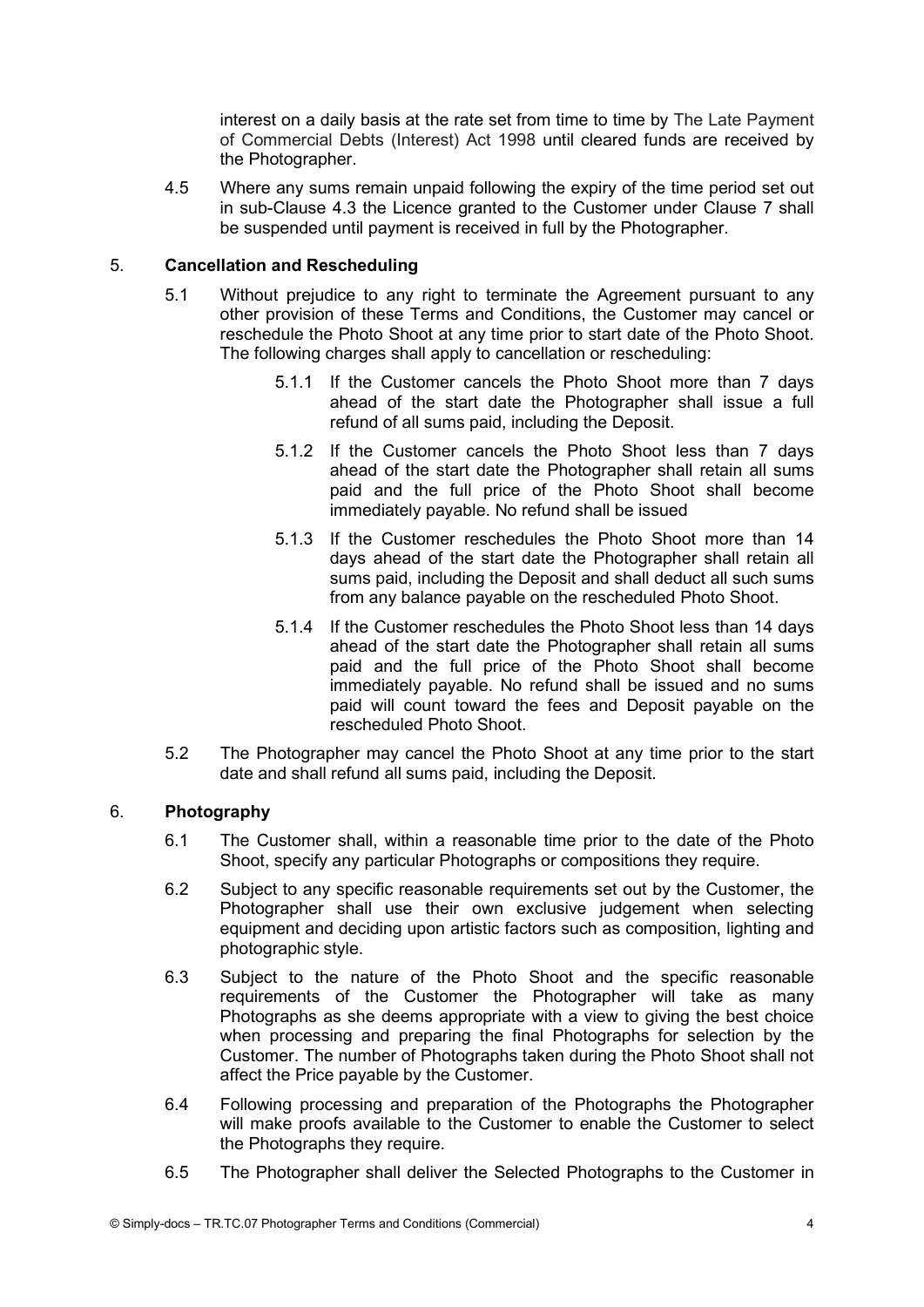interest on a daily basis at the rate set from time to time by The Late Payment of Commercial Debts (Interest) Act 1998 until cleared funds are received by the Photographer.

4.5 Where any sums remain unpaid following the expiry of the time period set out in sub-Clause 4.3 the Licence granted to the Customer under Clause 7 shall be suspended until payment is received in full by the Photographer.

## 5. Cancellation and Rescheduling

5.1 Without prejudice to any right to terminate the Agreement pursuant to any other provision of these Terms and Conditions, the Customer may cancel or reschedule the Photo Shoot at any time prior to start date of the Photo Shoot. The following charges shall apply to cancellation or rescheduling:

5.1.1 If the Customer cancels the Photo Shoot more than 7 days ahead of the start date the Photographer shall issue a full refund of all sums paid, including the Deposit.

5.1.2 If the Customer cancels the Photo Shoot less than 7 days ahead of the start date the Photographer shall retain all sums paid and the full price of the Photo Shoot shall become immediately payable. No refund shall be issued

5.1.3 If the Customer reschedules the Photo Shoot more than 14 days ahead of the start date the Photographer shall retain all sums paid, including the Deposit and shall deduct all such sums from any balance payable on the rescheduled Photo Shoot.

5.1.4 If the Customer reschedules the Photo Shoot less than 14 days ahead of the start date the Photographer shall retain all sums paid and the full price of the Photo Shoot shall become immediately payable. No refund shall be issued and no sums paid will count toward the fees and Deposit payable on the rescheduled Photo Shoot.

5.2 The Photographer may cancel the Photo Shoot at any time prior to the start date and shall refund all sums paid, including the Deposit.

## 6. Photography

6.1 The Customer shall, within a reasonable time prior to the date of the Photo Shoot, specify any particular Photographs or compositions they require.

6.2 Subject to any specific reasonable requirements set out by the Customer, the Photographer shall use their own exclusive judgement when selecting equipment and deciding upon artistic factors such as composition, lighting and photographic style.

6.3 Subject to the nature of the Photo Shoot and the specific reasonable requirements of the Customer the Photographer will take as many Photographs as she deems appropriate with a view to giving the best choice when processing and preparing the final Photographs for selection by the Customer. The number of Photographs taken during the Photo Shoot shall not affect the Price payable by the Customer.

6.4 Following processing and preparation of the Photographs the Photographer will make proofs available to the Customer to enable the Customer to select the Photographs they require.

6.5 The Photographer shall deliver the Selected Photographs to the Customer in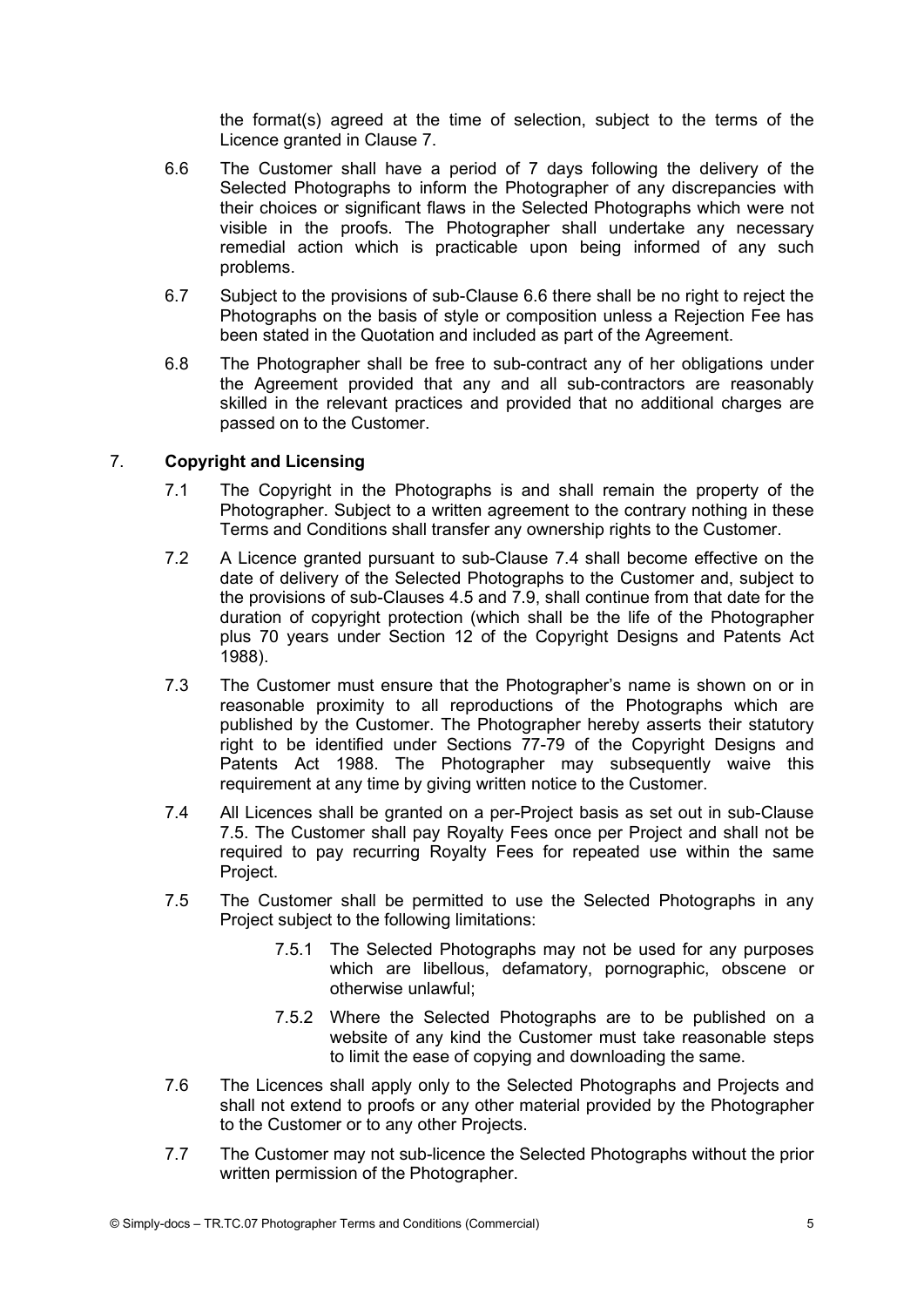the format(s) agreed at the time of selection, subject to the terms of the Licence granted in Clause 7.

6.6 The Customer shall have a period of 7 days following the delivery of the Selected Photographs to inform the Photographer of any discrepancies with their choices or significant flaws in the Selected Photographs which were not visible in the proofs. The Photographer shall undertake any necessary remedial action which is practicable upon being informed of any such problems.

6.7 Subject to the provisions of sub-Clause 6.6 there shall be no right to reject the Photographs on the basis of style or composition unless a Rejection Fee has been stated in the Quotation and included as part of the Agreement.

6.8 The Photographer shall be free to sub-contract any of her obligations under the Agreement provided that any and all sub-contractors are reasonably skilled in the relevant practices and provided that no additional charges are passed on to the Customer.

## 7. Copyright and Licensing

7.1 The Copyright in the Photographs is and shall remain the property of the Photographer. Subject to a written agreement to the contrary nothing in these Terms and Conditions shall transfer any ownership rights to the Customer.

7.2 A Licence granted pursuant to sub-Clause 7.4 shall become effective on the date of delivery of the Selected Photographs to the Customer and, subject to the provisions of sub-Clauses 4.5 and 7.9, shall continue from that date for the duration of copyright protection (which shall be the life of the Photographer plus 70 years under Section 12 of the Copyright Designs and Patents Act 1988).

7.3 The Customer must ensure that the Photographer's name is shown on or in reasonable proximity to all reproductions of the Photographs which are published by the Customer. The Photographer hereby asserts their statutory right to be identified under Sections 77-79 of the Copyright Designs and Patents Act 1988. The Photographer may subsequently waive this requirement at any time by giving written notice to the Customer.

7.4 All Licences shall be granted on a per-Project basis as set out in sub-Clause 7.5. The Customer shall pay Royalty Fees once per Project and shall not be required to pay recurring Royalty Fees for repeated use within the same Project.

7.5 The Customer shall be permitted to use the Selected Photographs in any Project subject to the following limitations:

   7.5.1 The Selected Photographs may not be used for any purposes which are libellous, defamatory, pornographic, obscene or otherwise unlawful;

   7.5.2 Where the Selected Photographs are to be published on a website of any kind the Customer must take reasonable steps to limit the ease of copying and downloading the same.

7.6 The Licences shall apply only to the Selected Photographs and Projects and shall not extend to proofs or any other material provided by the Photographer to the Customer or to any other Projects.

7.7 The Customer may not sub-licence the Selected Photographs without the prior written permission of the Photographer.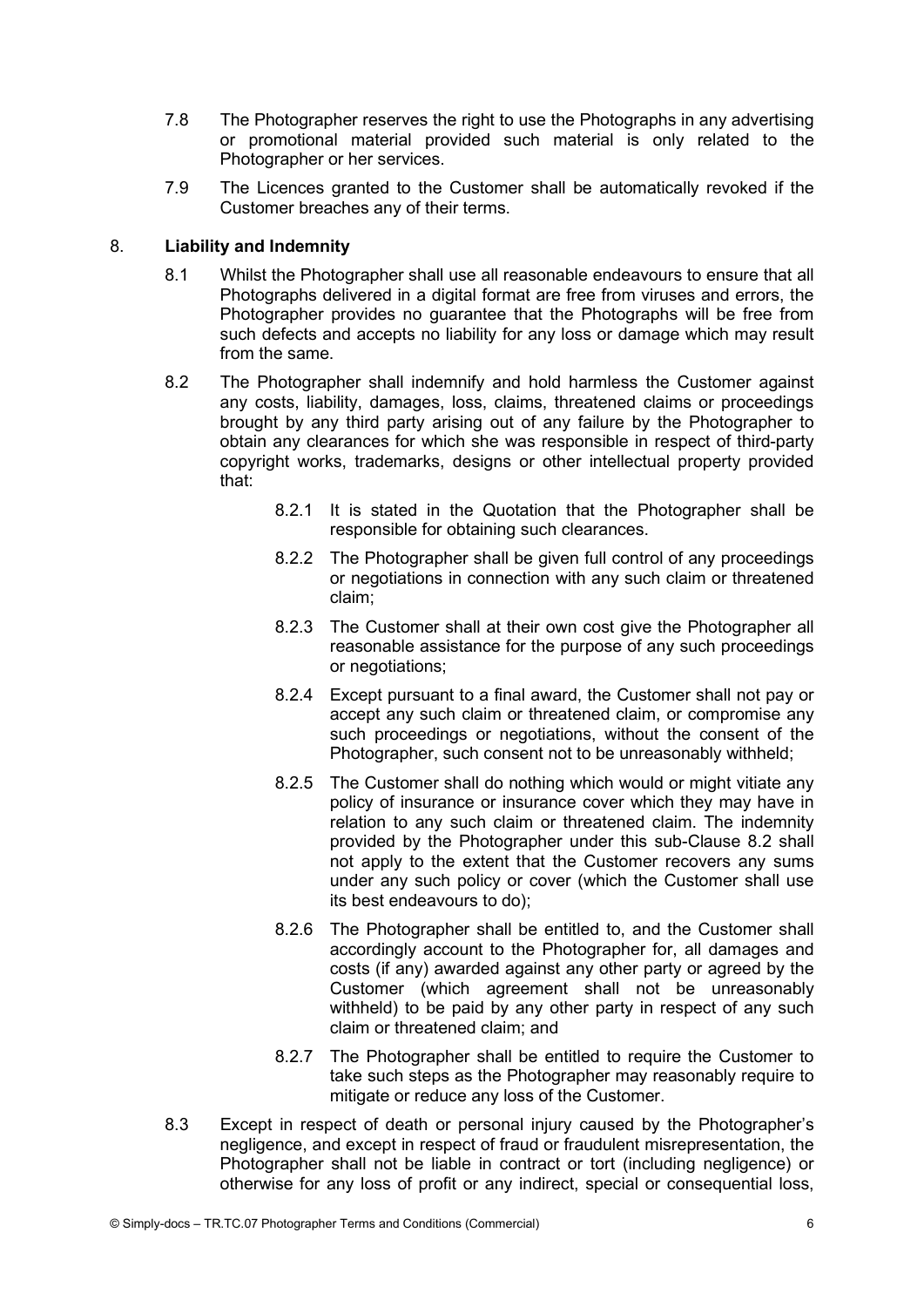7.8 The Photographer reserves the right to use the Photographs in any advertising or promotional material provided such material is only related to the Photographer or her services.

7.9 The Licences granted to the Customer shall be automatically revoked if the Customer breaches any of their terms.

## 8. Liability and Indemnity

8.1 Whilst the Photographer shall use all reasonable endeavours to ensure that all Photographs delivered in a digital format are free from viruses and errors, the Photographer provides no guarantee that the Photographs will be free from such defects and accepts no liability for any loss or damage which may result from the same.

8.2 The Photographer shall indemnify and hold harmless the Customer against any costs, liability, damages, loss, claims, threatened claims or proceedings brought by any third party arising out of any failure by the Photographer to obtain any clearances for which she was responsible in respect of third-party copyright works, trademarks, designs or other intellectual property provided that:

> 8.2.1 It is stated in the Quotation that the Photographer shall be responsible for obtaining such clearances.
>
> 8.2.2 The Photographer shall be given full control of any proceedings or negotiations in connection with any such claim or threatened claim;
>
> 8.2.3 The Customer shall at their own cost give the Photographer all reasonable assistance for the purpose of any such proceedings or negotiations;
>
> 8.2.4 Except pursuant to a final award, the Customer shall not pay or accept any such claim or threatened claim, or compromise any such proceedings or negotiations, without the consent of the Photographer, such consent not to be unreasonably withheld;
>
> 8.2.5 The Customer shall do nothing which would or might vitiate any policy of insurance or insurance cover which they may have in relation to any such claim or threatened claim. The indemnity provided by the Photographer under this sub-Clause 8.2 shall not apply to the extent that the Customer recovers any sums under any such policy or cover (which the Customer shall use its best endeavours to do);
>
> 8.2.6 The Photographer shall be entitled to, and the Customer shall accordingly account to the Photographer for, all damages and costs (if any) awarded against any other party or agreed by the Customer (which agreement shall not be unreasonably withheld) to be paid by any other party in respect of any such claim or threatened claim; and
>
> 8.2.7 The Photographer shall be entitled to require the Customer to take such steps as the Photographer may reasonably require to mitigate or reduce any loss of the Customer.

8.3 Except in respect of death or personal injury caused by the Photographer's negligence, and except in respect of fraud or fraudulent misrepresentation, the Photographer shall not be liable in contract or tort (including negligence) or otherwise for any loss of profit or any indirect, special or consequential loss,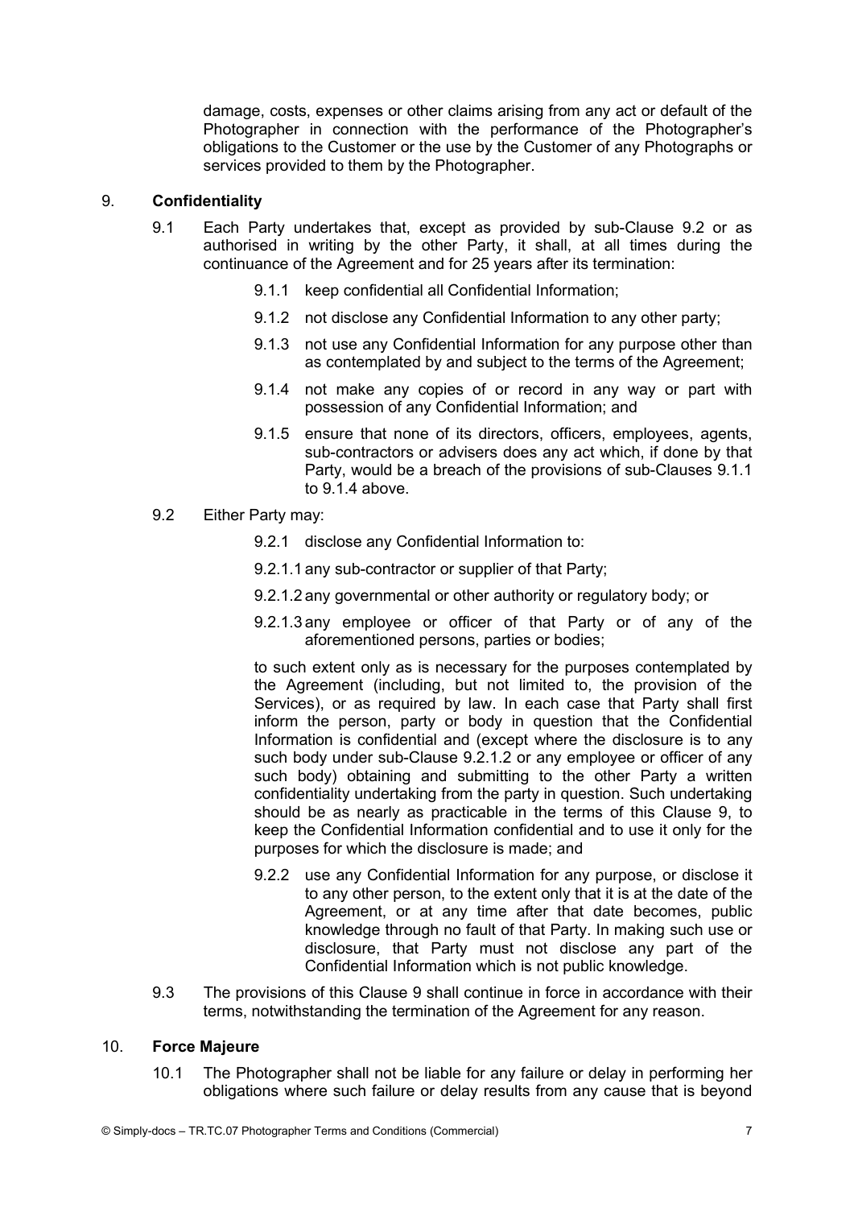damage, costs, expenses or other claims arising from any act or default of the Photographer in connection with the performance of the Photographer's obligations to the Customer or the use by the Customer of any Photographs or services provided to them by the Photographer.

## 9. **Confidentiality**

9.1 Each Party undertakes that, except as provided by sub-Clause 9.2 or as authorised in writing by the other Party, it shall, at all times during the continuance of the Agreement and for 25 years after its termination:

9.1.1 keep confidential all Confidential Information;

9.1.2 not disclose any Confidential Information to any other party;

9.1.3 not use any Confidential Information for any purpose other than as contemplated by and subject to the terms of the Agreement;

9.1.4 not make any copies of or record in any way or part with possession of any Confidential Information; and

9.1.5 ensure that none of its directors, officers, employees, agents, sub-contractors or advisers does any act which, if done by that Party, would be a breach of the provisions of sub-Clauses 9.1.1 to 9.1.4 above.

9.2 Either Party may:

9.2.1 disclose any Confidential Information to:

9.2.1.1 any sub-contractor or supplier of that Party;

9.2.1.2 any governmental or other authority or regulatory body; or

9.2.1.3 any employee or officer of that Party or of any of the aforementioned persons, parties or bodies;

to such extent only as is necessary for the purposes contemplated by the Agreement (including, but not limited to, the provision of the Services), or as required by law. In each case that Party shall first inform the person, party or body in question that the Confidential Information is confidential and (except where the disclosure is to any such body under sub-Clause 9.2.1.2 or any employee or officer of any such body) obtaining and submitting to the other Party a written confidentiality undertaking from the party in question. Such undertaking should be as nearly as practicable in the terms of this Clause 9, to keep the Confidential Information confidential and to use it only for the purposes for which the disclosure is made; and

9.2.2 use any Confidential Information for any purpose, or disclose it to any other person, to the extent only that it is at the date of the Agreement, or at any time after that date becomes, public knowledge through no fault of that Party. In making such use or disclosure, that Party must not disclose any part of the Confidential Information which is not public knowledge.

9.3 The provisions of this Clause 9 shall continue in force in accordance with their terms, notwithstanding the termination of the Agreement for any reason.

## 10. **Force Majeure**

10.1 The Photographer shall not be liable for any failure or delay in performing her obligations where such failure or delay results from any cause that is beyond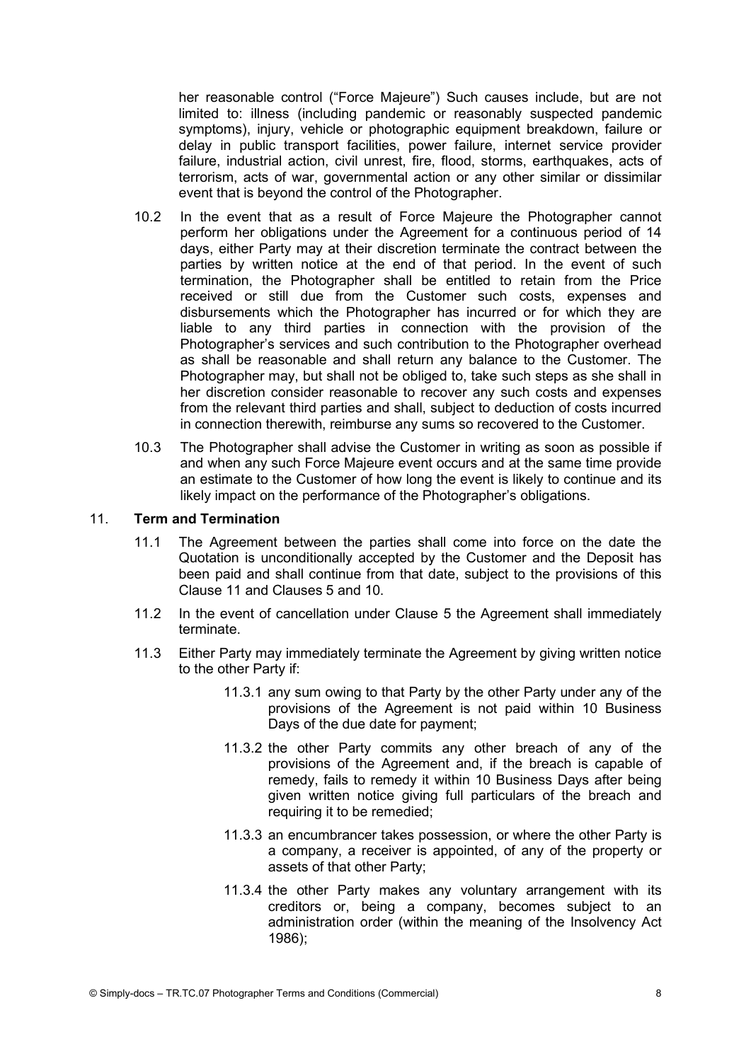her reasonable control ("Force Majeure") Such causes include, but are not limited to: illness (including pandemic or reasonably suspected pandemic symptoms), injury, vehicle or photographic equipment breakdown, failure or delay in public transport facilities, power failure, internet service provider failure, industrial action, civil unrest, fire, flood, storms, earthquakes, acts of terrorism, acts of war, governmental action or any other similar or dissimilar event that is beyond the control of the Photographer.

10.2 In the event that as a result of Force Majeure the Photographer cannot perform her obligations under the Agreement for a continuous period of 14 days, either Party may at their discretion terminate the contract between the parties by written notice at the end of that period. In the event of such termination, the Photographer shall be entitled to retain from the Price received or still due from the Customer such costs, expenses and disbursements which the Photographer has incurred or for which they are liable to any third parties in connection with the provision of the Photographer's services and such contribution to the Photographer overhead as shall be reasonable and shall return any balance to the Customer. The Photographer may, but shall not be obliged to, take such steps as she shall in her discretion consider reasonable to recover any such costs and expenses from the relevant third parties and shall, subject to deduction of costs incurred in connection therewith, reimburse any sums so recovered to the Customer.

10.3 The Photographer shall advise the Customer in writing as soon as possible if and when any such Force Majeure event occurs and at the same time provide an estimate to the Customer of how long the event is likely to continue and its likely impact on the performance of the Photographer's obligations.

## 11. Term and Termination

11.1 The Agreement between the parties shall come into force on the date the Quotation is unconditionally accepted by the Customer and the Deposit has been paid and shall continue from that date, subject to the provisions of this Clause 11 and Clauses 5 and 10.

11.2 In the event of cancellation under Clause 5 the Agreement shall immediately terminate.

11.3 Either Party may immediately terminate the Agreement by giving written notice to the other Party if:

11.3.1 any sum owing to that Party by the other Party under any of the provisions of the Agreement is not paid within 10 Business Days of the due date for payment;

11.3.2 the other Party commits any other breach of any of the provisions of the Agreement and, if the breach is capable of remedy, fails to remedy it within 10 Business Days after being given written notice giving full particulars of the breach and requiring it to be remedied;

11.3.3 an encumbrancer takes possession, or where the other Party is a company, a receiver is appointed, of any of the property or assets of that other Party;

11.3.4 the other Party makes any voluntary arrangement with its creditors or, being a company, becomes subject to an administration order (within the meaning of the Insolvency Act 1986);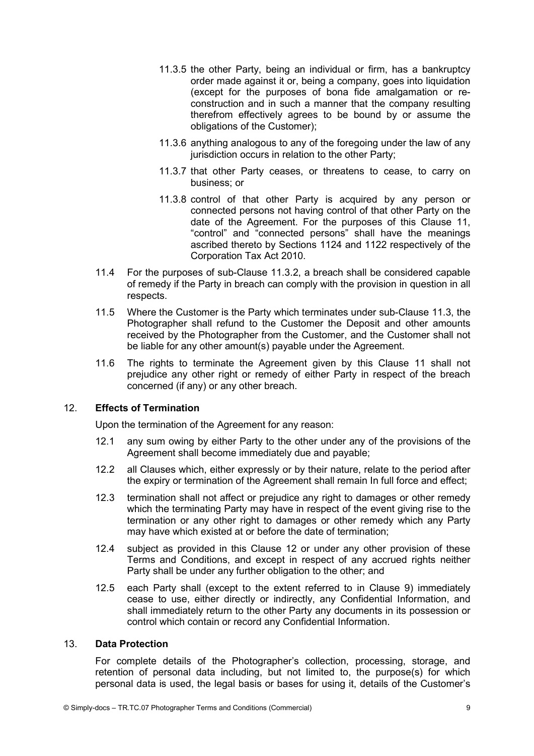11.3.5 the other Party, being an individual or firm, has a bankruptcy order made against it or, being a company, goes into liquidation (except for the purposes of bona fide amalgamation or re-construction and in such a manner that the company resulting therefrom effectively agrees to be bound by or assume the obligations of the Customer);

11.3.6 anything analogous to any of the foregoing under the law of any jurisdiction occurs in relation to the other Party;

11.3.7 that other Party ceases, or threatens to cease, to carry on business; or

11.3.8 control of that other Party is acquired by any person or connected persons not having control of that other Party on the date of the Agreement. For the purposes of this Clause 11, "control" and "connected persons" shall have the meanings ascribed thereto by Sections 1124 and 1122 respectively of the Corporation Tax Act 2010.

11.4 For the purposes of sub-Clause 11.3.2, a breach shall be considered capable of remedy if the Party in breach can comply with the provision in question in all respects.

11.5 Where the Customer is the Party which terminates under sub-Clause 11.3, the Photographer shall refund to the Customer the Deposit and other amounts received by the Photographer from the Customer, and the Customer shall not be liable for any other amount(s) payable under the Agreement.

11.6 The rights to terminate the Agreement given by this Clause 11 shall not prejudice any other right or remedy of either Party in respect of the breach concerned (if any) or any other breach.

## 12. Effects of Termination

Upon the termination of the Agreement for any reason:

12.1 any sum owing by either Party to the other under any of the provisions of the Agreement shall become immediately due and payable;

12.2 all Clauses which, either expressly or by their nature, relate to the period after the expiry or termination of the Agreement shall remain In full force and effect;

12.3 termination shall not affect or prejudice any right to damages or other remedy which the terminating Party may have in respect of the event giving rise to the termination or any other right to damages or other remedy which any Party may have which existed at or before the date of termination;

12.4 subject as provided in this Clause 12 or under any other provision of these Terms and Conditions, and except in respect of any accrued rights neither Party shall be under any further obligation to the other; and

12.5 each Party shall (except to the extent referred to in Clause 9) immediately cease to use, either directly or indirectly, any Confidential Information, and shall immediately return to the other Party any documents in its possession or control which contain or record any Confidential Information.

## 13. Data Protection

For complete details of the Photographer's collection, processing, storage, and retention of personal data including, but not limited to, the purpose(s) for which personal data is used, the legal basis or bases for using it, details of the Customer's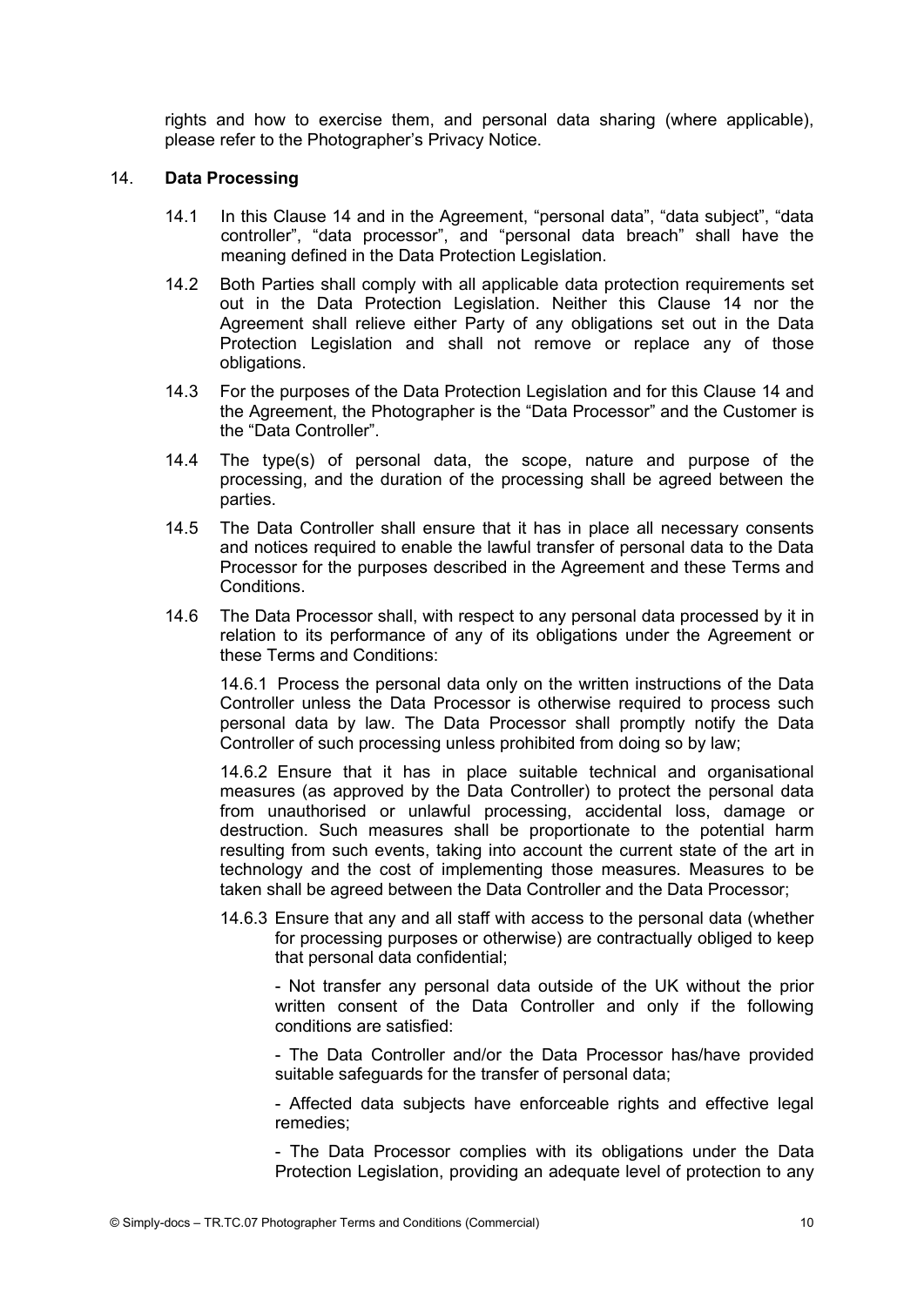rights and how to exercise them, and personal data sharing (where applicable), please refer to the Photographer's Privacy Notice.

14. **Data Processing**

14.1 In this Clause 14 and in the Agreement, "personal data", "data subject", "data controller", "data processor", and "personal data breach" shall have the meaning defined in the Data Protection Legislation.

14.2 Both Parties shall comply with all applicable data protection requirements set out in the Data Protection Legislation. Neither this Clause 14 nor the Agreement shall relieve either Party of any obligations set out in the Data Protection Legislation and shall not remove or replace any of those obligations.

14.3 For the purposes of the Data Protection Legislation and for this Clause 14 and the Agreement, the Photographer is the "Data Processor" and the Customer is the "Data Controller".

14.4 The type(s) of personal data, the scope, nature and purpose of the processing, and the duration of the processing shall be agreed between the parties.

14.5 The Data Controller shall ensure that it has in place all necessary consents and notices required to enable the lawful transfer of personal data to the Data Processor for the purposes described in the Agreement and these Terms and Conditions.

14.6 The Data Processor shall, with respect to any personal data processed by it in relation to its performance of any of its obligations under the Agreement or these Terms and Conditions:

14.6.1 Process the personal data only on the written instructions of the Data Controller unless the Data Processor is otherwise required to process such personal data by law. The Data Processor shall promptly notify the Data Controller of such processing unless prohibited from doing so by law;

14.6.2 Ensure that it has in place suitable technical and organisational measures (as approved by the Data Controller) to protect the personal data from unauthorised or unlawful processing, accidental loss, damage or destruction. Such measures shall be proportionate to the potential harm resulting from such events, taking into account the current state of the art in technology and the cost of implementing those measures. Measures to be taken shall be agreed between the Data Controller and the Data Processor;

14.6.3 Ensure that any and all staff with access to the personal data (whether for processing purposes or otherwise) are contractually obliged to keep that personal data confidential;

- Not transfer any personal data outside of the UK without the prior written consent of the Data Controller and only if the following conditions are satisfied:

- The Data Controller and/or the Data Processor has/have provided suitable safeguards for the transfer of personal data;

- Affected data subjects have enforceable rights and effective legal remedies;

- The Data Processor complies with its obligations under the Data Protection Legislation, providing an adequate level of protection to any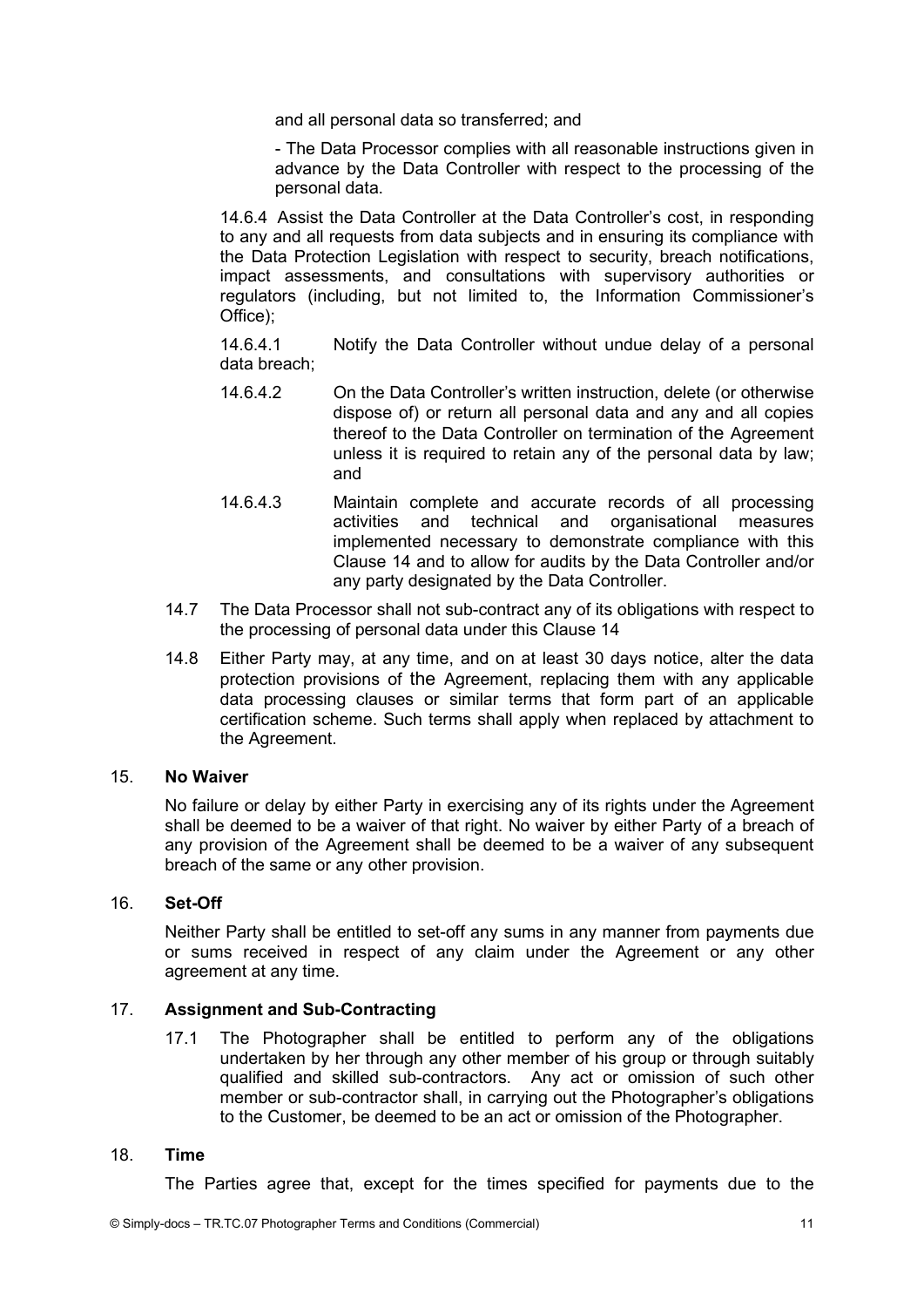and all personal data so transferred; and

- The Data Processor complies with all reasonable instructions given in advance by the Data Controller with respect to the processing of the personal data.

14.6.4 Assist the Data Controller at the Data Controller's cost, in responding to any and all requests from data subjects and in ensuring its compliance with the Data Protection Legislation with respect to security, breach notifications, impact assessments, and consultations with supervisory authorities or regulators (including, but not limited to, the Information Commissioner's Office);

14.6.4.1 Notify the Data Controller without undue delay of a personal data breach;

14.6.4.2 On the Data Controller's written instruction, delete (or otherwise dispose of) or return all personal data and any and all copies thereof to the Data Controller on termination of the Agreement unless it is required to retain any of the personal data by law; and

14.6.4.3 Maintain complete and accurate records of all processing activities and technical and organisational measures implemented necessary to demonstrate compliance with this Clause 14 and to allow for audits by the Data Controller and/or any party designated by the Data Controller.

14.7 The Data Processor shall not sub-contract any of its obligations with respect to the processing of personal data under this Clause 14

14.8 Either Party may, at any time, and on at least 30 days notice, alter the data protection provisions of the Agreement, replacing them with any applicable data processing clauses or similar terms that form part of an applicable certification scheme. Such terms shall apply when replaced by attachment to the Agreement.

## 15. No Waiver

No failure or delay by either Party in exercising any of its rights under the Agreement shall be deemed to be a waiver of that right. No waiver by either Party of a breach of any provision of the Agreement shall be deemed to be a waiver of any subsequent breach of the same or any other provision.

## 16. Set-Off

Neither Party shall be entitled to set-off any sums in any manner from payments due or sums received in respect of any claim under the Agreement or any other agreement at any time.

## 17. Assignment and Sub-Contracting

17.1 The Photographer shall be entitled to perform any of the obligations undertaken by her through any other member of his group or through suitably qualified and skilled sub-contractors. Any act or omission of such other member or sub-contractor shall, in carrying out the Photographer's obligations to the Customer, be deemed to be an act or omission of the Photographer.

## 18. Time

The Parties agree that, except for the times specified for payments due to the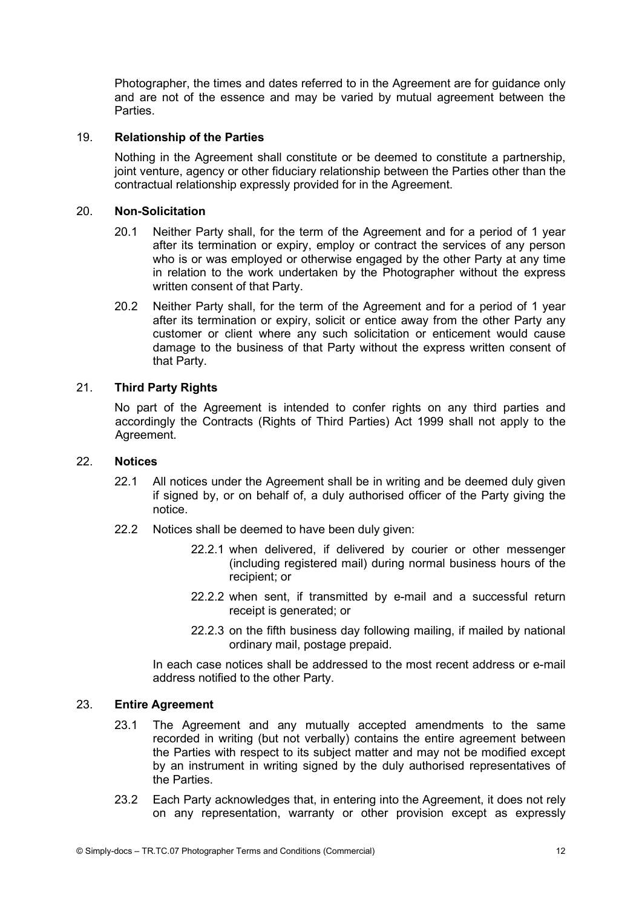Photographer, the times and dates referred to in the Agreement are for guidance only and are not of the essence and may be varied by mutual agreement between the Parties.

## 19. Relationship of the Parties

Nothing in the Agreement shall constitute or be deemed to constitute a partnership, joint venture, agency or other fiduciary relationship between the Parties other than the contractual relationship expressly provided for in the Agreement.

## 20. Non-Solicitation

20.1 Neither Party shall, for the term of the Agreement and for a period of 1 year after its termination or expiry, employ or contract the services of any person who is or was employed or otherwise engaged by the other Party at any time in relation to the work undertaken by the Photographer without the express written consent of that Party.

20.2 Neither Party shall, for the term of the Agreement and for a period of 1 year after its termination or expiry, solicit or entice away from the other Party any customer or client where any such solicitation or enticement would cause damage to the business of that Party without the express written consent of that Party.

## 21. Third Party Rights

No part of the Agreement is intended to confer rights on any third parties and accordingly the Contracts (Rights of Third Parties) Act 1999 shall not apply to the Agreement.

## 22. Notices

22.1 All notices under the Agreement shall be in writing and be deemed duly given if signed by, or on behalf of, a duly authorised officer of the Party giving the notice.

22.2 Notices shall be deemed to have been duly given:

22.2.1 when delivered, if delivered by courier or other messenger (including registered mail) during normal business hours of the recipient; or

22.2.2 when sent, if transmitted by e-mail and a successful return receipt is generated; or

22.2.3 on the fifth business day following mailing, if mailed by national ordinary mail, postage prepaid.

In each case notices shall be addressed to the most recent address or e-mail address notified to the other Party.

## 23. Entire Agreement

23.1 The Agreement and any mutually accepted amendments to the same recorded in writing (but not verbally) contains the entire agreement between the Parties with respect to its subject matter and may not be modified except by an instrument in writing signed by the duly authorised representatives of the Parties.

23.2 Each Party acknowledges that, in entering into the Agreement, it does not rely on any representation, warranty or other provision except as expressly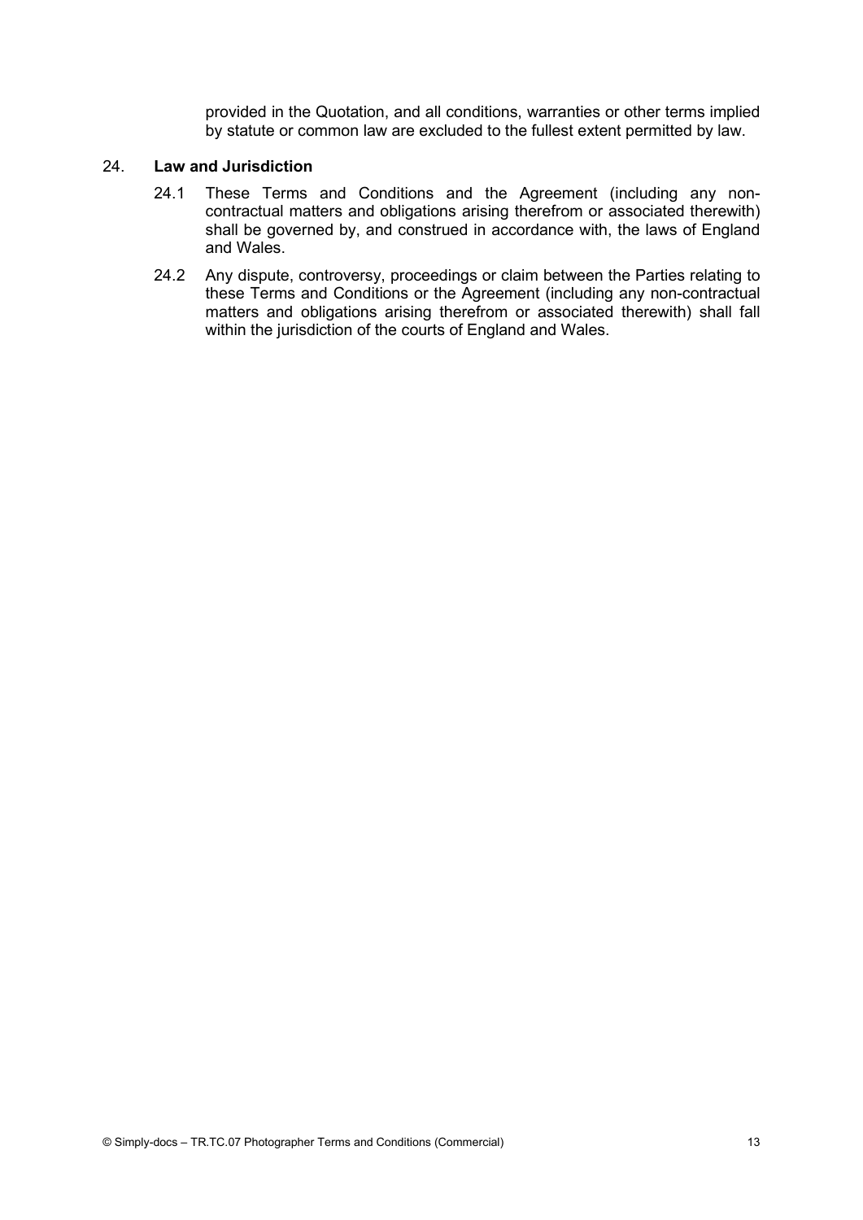provided in the Quotation, and all conditions, warranties or other terms implied by statute or common law are excluded to the fullest extent permitted by law.

24. **Law and Jurisdiction**

24.1 These Terms and Conditions and the Agreement (including any non-contractual matters and obligations arising therefrom or associated therewith) shall be governed by, and construed in accordance with, the laws of England and Wales.

24.2 Any dispute, controversy, proceedings or claim between the Parties relating to these Terms and Conditions or the Agreement (including any non-contractual matters and obligations arising therefrom or associated therewith) shall fall within the jurisdiction of the courts of England and Wales.